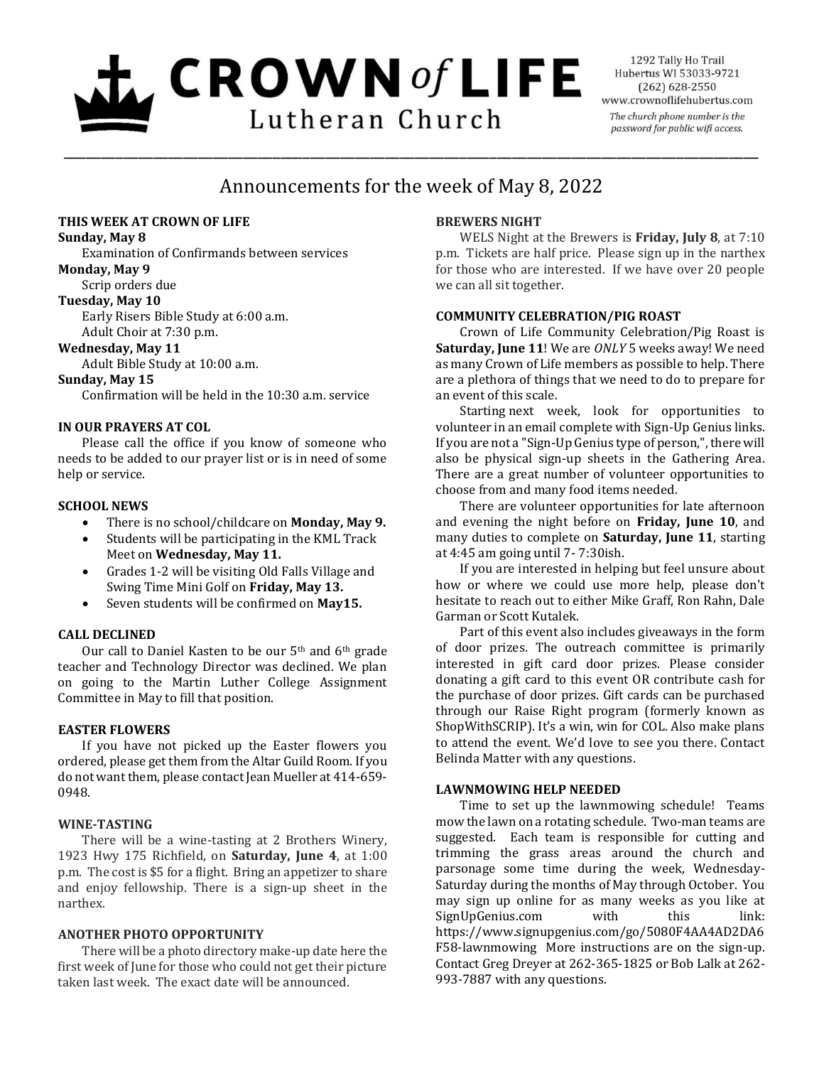# CROWN of LIFE Lutheran Church

1292 Tally Ho Trail
Hubertus WI 53033-9721
(262) 628-2550
www.crownoflifehubertus.com
*The church phone number is the password for public wifi access.*

## Announcements for the week of May 8, 2022

### THIS WEEK AT CROWN OF LIFE

**Sunday, May 8**
Examination of Confirmands between services

**Monday, May 9**
Scrip orders due

**Tuesday, May 10**
Early Risers Bible Study at 6:00 a.m.
Adult Choir at 7:30 p.m.

**Wednesday, May 11**
Adult Bible Study at 10:00 a.m.

**Sunday, May 15**
Confirmation will be held in the 10:30 a.m. service

### IN OUR PRAYERS AT COL

Please call the office if you know of someone who needs to be added to our prayer list or is in need of some help or service.

### SCHOOL NEWS

- There is no school/childcare on **Monday, May 9.**
- Students will be participating in the KML Track Meet on **Wednesday, May 11.**
- Grades 1-2 will be visiting Old Falls Village and Swing Time Mini Golf on **Friday, May 13.**
- Seven students will be confirmed on **May15.**

### CALL DECLINED

Our call to Daniel Kasten to be our 5th and 6th grade teacher and Technology Director was declined. We plan on going to the Martin Luther College Assignment Committee in May to fill that position.

### EASTER FLOWERS

If you have not picked up the Easter flowers you ordered, please get them from the Altar Guild Room. If you do not want them, please contact Jean Mueller at 414-659-0948.

### WINE-TASTING

There will be a wine-tasting at 2 Brothers Winery, 1923 Hwy 175 Richfield, on **Saturday, June 4**, at 1:00 p.m. The cost is $5 for a flight. Bring an appetizer to share and enjoy fellowship. There is a sign-up sheet in the narthex.

### ANOTHER PHOTO OPPORTUNITY

There will be a photo directory make-up date here the first week of June for those who could not get their picture taken last week. The exact date will be announced.

### BREWERS NIGHT

WELS Night at the Brewers is **Friday, July 8**, at 7:10 p.m. Tickets are half price. Please sign up in the narthex for those who are interested. If we have over 20 people we can all sit together.

### COMMUNITY CELEBRATION/PIG ROAST

Crown of Life Community Celebration/Pig Roast is **Saturday, June 11**! We are *ONLY* 5 weeks away! We need as many Crown of Life members as possible to help. There are a plethora of things that we need to do to prepare for an event of this scale.

Starting next week, look for opportunities to volunteer in an email complete with Sign-Up Genius links. If you are not a "Sign-Up Genius type of person,", there will also be physical sign-up sheets in the Gathering Area. There are a great number of volunteer opportunities to choose from and many food items needed.

There are volunteer opportunities for late afternoon and evening the night before on **Friday, June 10**, and many duties to complete on **Saturday, June 11**, starting at 4:45 am going until 7- 7:30ish.

If you are interested in helping but feel unsure about how or where we could use more help, please don't hesitate to reach out to either Mike Graff, Ron Rahn, Dale Garman or Scott Kutalek.

Part of this event also includes giveaways in the form of door prizes. The outreach committee is primarily interested in gift card door prizes. Please consider donating a gift card to this event OR contribute cash for the purchase of door prizes. Gift cards can be purchased through our Raise Right program (formerly known as ShopWithSCRIP). It's a win, win for COL. Also make plans to attend the event. We'd love to see you there. Contact Belinda Matter with any questions.

### LAWNMOWING HELP NEEDED

Time to set up the lawnmowing schedule! Teams mow the lawn on a rotating schedule. Two-man teams are suggested. Each team is responsible for cutting and trimming the grass areas around the church and parsonage some time during the week, Wednesday-Saturday during the months of May through October. You may sign up online for as many weeks as you like at SignUpGenius.com with this link: https://www.signupgenius.com/go/5080F4AA4AD2DA6F58-lawnmowing More instructions are on the sign-up. Contact Greg Dreyer at 262-365-1825 or Bob Lalk at 262-993-7887 with any questions.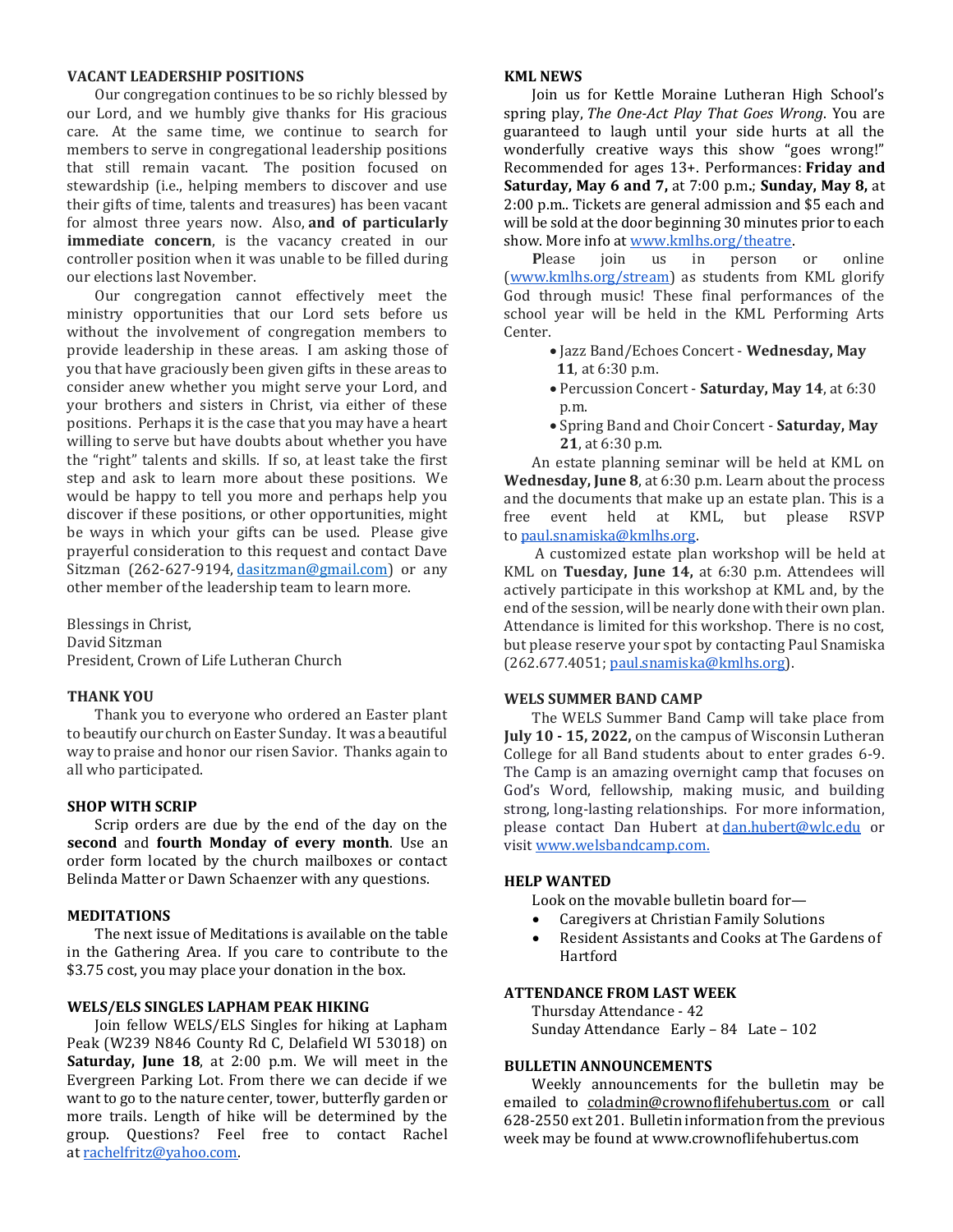## VACANT LEADERSHIP POSITIONS

Our congregation continues to be so richly blessed by our Lord, and we humbly give thanks for His gracious care. At the same time, we continue to search for members to serve in congregational leadership positions that still remain vacant. The position focused on stewardship (i.e., helping members to discover and use their gifts of time, talents and treasures) has been vacant for almost three years now. Also, **and of particularly immediate concern**, is the vacancy created in our controller position when it was unable to be filled during our elections last November.

Our congregation cannot effectively meet the ministry opportunities that our Lord sets before us without the involvement of congregation members to provide leadership in these areas. I am asking those of you that have graciously been given gifts in these areas to consider anew whether you might serve your Lord, and your brothers and sisters in Christ, via either of these positions. Perhaps it is the case that you may have a heart willing to serve but have doubts about whether you have the "right" talents and skills. If so, at least take the first step and ask to learn more about these positions. We would be happy to tell you more and perhaps help you discover if these positions, or other opportunities, might be ways in which your gifts can be used. Please give prayerful consideration to this request and contact Dave Sitzman (262-627-9194, dasitzman@gmail.com) or any other member of the leadership team to learn more.

Blessings in Christ,
David Sitzman
President, Crown of Life Lutheran Church

## THANK YOU

Thank you to everyone who ordered an Easter plant to beautify our church on Easter Sunday. It was a beautiful way to praise and honor our risen Savior. Thanks again to all who participated.

## SHOP WITH SCRIP

Scrip orders are due by the end of the day on the **second** and **fourth Monday of every month**. Use an order form located by the church mailboxes or contact Belinda Matter or Dawn Schaenzer with any questions.

## MEDITATIONS

The next issue of Meditations is available on the table in the Gathering Area. If you care to contribute to the $3.75 cost, you may place your donation in the box.

## WELS/ELS SINGLES LAPHAM PEAK HIKING

Join fellow WELS/ELS Singles for hiking at Lapham Peak (W239 N846 County Rd C, Delafield WI 53018) on **Saturday, June 18**, at 2:00 p.m. We will meet in the Evergreen Parking Lot. From there we can decide if we want to go to the nature center, tower, butterfly garden or more trails. Length of hike will be determined by the group. Questions? Feel free to contact Rachel at rachelfritz@yahoo.com.

## KML NEWS

Join us for Kettle Moraine Lutheran High School's spring play, *The One-Act Play That Goes Wrong*. You are guaranteed to laugh until your side hurts at all the wonderfully creative ways this show "goes wrong!" Recommended for ages 13+. Performances: **Friday and Saturday, May 6 and 7,** at 7:00 p.m.; **Sunday, May 8,** at 2:00 p.m.. Tickets are general admission and $5 each and will be sold at the door beginning 30 minutes prior to each show. More info at www.kmlhs.org/theatre.

**P**lease join us in person or online (www.kmlhs.org/stream) as students from KML glorify God through music! These final performances of the school year will be held in the KML Performing Arts Center.

- Jazz Band/Echoes Concert - **Wednesday, May 11**, at 6:30 p.m.
- Percussion Concert - **Saturday, May 14**, at 6:30 p.m.
- Spring Band and Choir Concert - **Saturday, May 21**, at 6:30 p.m.

An estate planning seminar will be held at KML on **Wednesday, June 8**, at 6:30 p.m. Learn about the process and the documents that make up an estate plan. This is a free event held at KML, but please RSVP to paul.snamiska@kmlhs.org.

A customized estate plan workshop will be held at KML on **Tuesday, June 14,** at 6:30 p.m. Attendees will actively participate in this workshop at KML and, by the end of the session, will be nearly done with their own plan. Attendance is limited for this workshop. There is no cost, but please reserve your spot by contacting Paul Snamiska (262.677.4051; paul.snamiska@kmlhs.org).

## WELS SUMMER BAND CAMP

The WELS Summer Band Camp will take place from **July 10 - 15, 2022,** on the campus of Wisconsin Lutheran College for all Band students about to enter grades 6-9. The Camp is an amazing overnight camp that focuses on God's Word, fellowship, making music, and building strong, long-lasting relationships. For more information, please contact Dan Hubert at dan.hubert@wlc.edu or visit www.welsbandcamp.com.

## HELP WANTED

Look on the movable bulletin board for—

- Caregivers at Christian Family Solutions
- Resident Assistants and Cooks at The Gardens of Hartford

## ATTENDANCE FROM LAST WEEK

Thursday Attendance - 42
Sunday Attendance Early – 84 Late – 102

## BULLETIN ANNOUNCEMENTS

Weekly announcements for the bulletin may be emailed to coladmin@crownoflifehubertus.com or call 628-2550 ext 201. Bulletin information from the previous week may be found at www.crownoflifehubertus.com